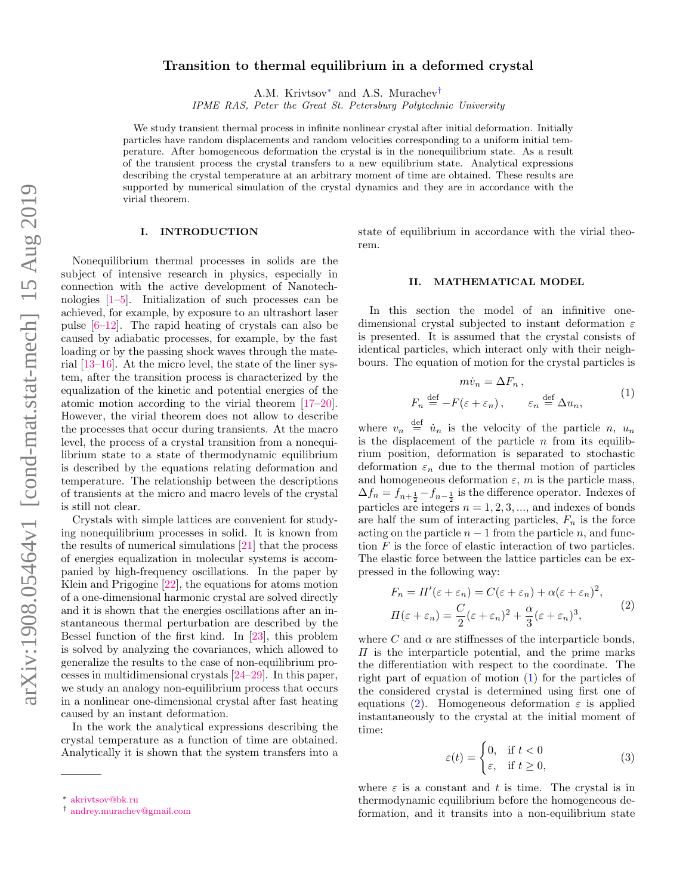# Transition to thermal equilibrium in a deformed crystal

A.M. Krivtsov* and A.S. Murachev†

*IPME RAS, Peter the Great St. Petersburg Polytechnic University*

We study transient thermal process in infinite nonlinear crystal after initial deformation. Initially particles have random displacements and random velocities corresponding to a uniform initial temperature. After homogeneous deformation the crystal is in the nonequilibrium state. As a result of the transient process the crystal transfers to a new equilibrium state. Analytical expressions describing the crystal temperature at an arbitrary moment of time are obtained. These results are supported by numerical simulation of the crystal dynamics and they are in accordance with the virial theorem.

## I. INTRODUCTION

Nonequilibrium thermal processes in solids are the subject of intensive research in physics, especially in connection with the active development of Nanotechnologies [1–5]. Initialization of such processes can be achieved, for example, by exposure to an ultrashort laser pulse [6–12]. The rapid heating of crystals can also be caused by adiabatic processes, for example, by the fast loading or by the passing shock waves through the material [13–16]. At the micro level, the state of the liner system, after the transition process is characterized by the equalization of the kinetic and potential energies of the atomic motion according to the virial theorem [17–20]. However, the virial theorem does not allow to describe the processes that occur during transients. At the macro level, the process of a crystal transition from a nonequilibrium state to a state of thermodynamic equilibrium is described by the equations relating deformation and temperature. The relationship between the descriptions of transients at the micro and macro levels of the crystal is still not clear.

Crystals with simple lattices are convenient for studying nonequilibrium processes in solid. It is known from the results of numerical simulations [21] that the process of energies equalization in molecular systems is accompanied by high-frequency oscillations. In the paper by Klein and Prigogine [22], the equations for atoms motion of a one-dimensional harmonic crystal are solved directly and it is shown that the energies oscillations after an instantaneous thermal perturbation are described by the Bessel function of the first kind. In [23], this problem is solved by analyzing the covariances, which allowed to generalize the results to the case of non-equilibrium processes in multidimensional crystals [24–29]. In this paper, we study an analogy non-equilibrium process that occurs in a nonlinear one-dimensional crystal after fast heating caused by an instant deformation.

In the work the analytical expressions describing the crystal temperature as a function of time are obtained. Analytically it is shown that the system transfers into a state of equilibrium in accordance with the virial theorem.

## II. MATHEMATICAL MODEL

In this section the model of an infinitive one-dimensional crystal subjected to instant deformation $\varepsilon$ is presented. It is assumed that the crystal consists of identical particles, which interact only with their neighbours. The equation of motion for the crystal particles is

$$
\begin{aligned}
&m\dot{v}_n = \Delta F_n\,, \\
&F_n \overset{\text{def}}{=} -F(\varepsilon+\varepsilon_n)\,, \qquad \varepsilon_n \overset{\text{def}}{=} \Delta u_n,
\end{aligned}
\tag{1}
$$

where $v_n \overset{\text{def}}{=} \dot{u}_n$ is the velocity of the particle $n$, $u_n$ is the displacement of the particle $n$ from its equilibrium position, deformation is separated to stochastic deformation $\varepsilon_n$ due to the thermal motion of particles and homogeneous deformation $\varepsilon$, $m$ is the particle mass, $\Delta f_n = f_{n+\frac{1}{2}} - f_{n-\frac{1}{2}}$ is the difference operator. Indexes of particles are integers $n = 1, 2, 3, ...$, and indexes of bonds are half the sum of interacting particles, $F_n$ is the force acting on the particle $n-1$ from the particle $n$, and function $F$ is the force of elastic interaction of two particles. The elastic force between the lattice particles can be expressed in the following way:

$$
\begin{aligned}
&F_n = \Pi'(\varepsilon+\varepsilon_n) = C(\varepsilon+\varepsilon_n) + \alpha(\varepsilon+\varepsilon_n)^2, \\
&\Pi(\varepsilon+\varepsilon_n) = \frac{C}{2}(\varepsilon+\varepsilon_n)^2 + \frac{\alpha}{3}(\varepsilon+\varepsilon_n)^3,
\end{aligned}
\tag{2}
$$

where $C$ and $\alpha$ are stiffnesses of the interparticle bonds, $\Pi$ is the interparticle potential, and the prime marks the differentiation with respect to the coordinate. The right part of equation of motion (1) for the particles of the considered crystal is determined using first one of equations (2). Homogeneous deformation $\varepsilon$ is applied instantaneously to the crystal at the initial moment of time:

$$
\varepsilon(t) = \begin{cases} 0, & \text{if } t < 0 \\ \varepsilon, & \text{if } t \geq 0, \end{cases}
\tag{3}
$$

where $\varepsilon$ is a constant and $t$ is time. The crystal is in thermodynamic equilibrium before the homogeneous deformation, and it transits into a non-equilibrium state

---

* akrivtsov@bk.ru

† andrey.murachev@gmail.com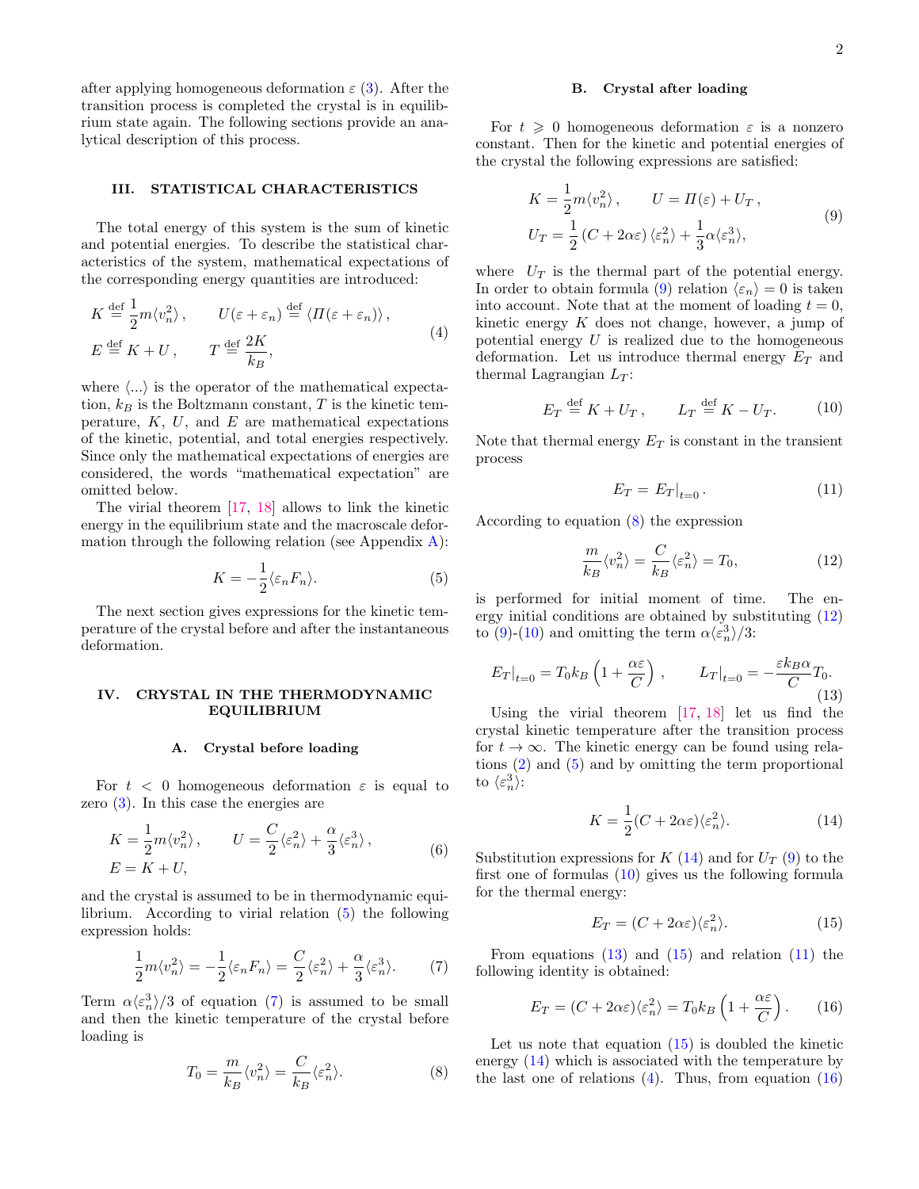after applying homogeneous deformation $\varepsilon$ (3). After the transition process is completed the crystal is in equilibrium state again. The following sections provide an analytical description of this process.

## III. STATISTICAL CHARACTERISTICS

The total energy of this system is the sum of kinetic and potential energies. To describe the statistical characteristics of the system, mathematical expectations of the corresponding energy quantities are introduced:

$$
\begin{aligned}
&K \overset{\text{def}}{=} \frac{1}{2} m \langle v_n^2 \rangle , \qquad U(\varepsilon + \varepsilon_n) \overset{\text{def}}{=} \langle \Pi(\varepsilon + \varepsilon_n) \rangle , \\
&E \overset{\text{def}}{=} K + U , \qquad T \overset{\text{def}}{=} \frac{2K}{k_B},
\end{aligned}
\tag{4}
$$

where $\langle ... \rangle$ is the operator of the mathematical expectation, $k_B$ is the Boltzmann constant, $T$ is the kinetic temperature, $K$, $U$, and $E$ are mathematical expectations of the kinetic, potential, and total energies respectively. Since only the mathematical expectations of energies are considered, the words "mathematical expectation" are omitted below.

The virial theorem [17, 18] allows to link the kinetic energy in the equilibrium state and the macroscale deformation through the following relation (see Appendix A):

$$
K = -\frac{1}{2} \langle \varepsilon_n F_n \rangle . \tag{5}
$$

The next section gives expressions for the kinetic temperature of the crystal before and after the instantaneous deformation.

## IV. CRYSTAL IN THE THERMODYNAMIC EQUILIBRIUM

### A. Crystal before loading

For $t < 0$ homogeneous deformation $\varepsilon$ is equal to zero (3). In this case the energies are

$$
\begin{aligned}
&K = \frac{1}{2} m \langle v_n^2 \rangle , \qquad U = \frac{C}{2} \langle \varepsilon_n^2 \rangle + \frac{\alpha}{3} \langle \varepsilon_n^3 \rangle , \\
&E = K + U,
\end{aligned}
\tag{6}
$$

and the crystal is assumed to be in thermodynamic equilibrium. According to virial relation (5) the following expression holds:

$$
\frac{1}{2} m \langle v_n^2 \rangle = -\frac{1}{2} \langle \varepsilon_n F_n \rangle = \frac{C}{2} \langle \varepsilon_n^2 \rangle + \frac{\alpha}{3} \langle \varepsilon_n^3 \rangle . \tag{7}
$$

Term $\alpha \langle \varepsilon_n^3 \rangle / 3$ of equation (7) is assumed to be small and then the kinetic temperature of the crystal before loading is

$$
T_0 = \frac{m}{k_B} \langle v_n^2 \rangle = \frac{C}{k_B} \langle \varepsilon_n^2 \rangle . \tag{8}
$$

### B. Crystal after loading

For $t \geqslant 0$ homogeneous deformation $\varepsilon$ is a nonzero constant. Then for the kinetic and potential energies of the crystal the following expressions are satisfied:

$$
\begin{aligned}
&K = \frac{1}{2} m \langle v_n^2 \rangle , \qquad U = \Pi(\varepsilon) + U_T , \\
&U_T = \frac{1}{2} \left( C + 2\alpha\varepsilon \right) \langle \varepsilon_n^2 \rangle + \frac{1}{3} \alpha \langle \varepsilon_n^3 \rangle ,
\end{aligned}
\tag{9}
$$

where $U_T$ is the thermal part of the potential energy. In order to obtain formula (9) relation $\langle \varepsilon_n \rangle = 0$ is taken into account. Note that at the moment of loading $t = 0$, kinetic energy $K$ does not change, however, a jump of potential energy $U$ is realized due to the homogeneous deformation. Let us introduce thermal energy $E_T$ and thermal Lagrangian $L_T$:

$$
E_T \overset{\text{def}}{=} K + U_T , \qquad L_T \overset{\text{def}}{=} K - U_T . \tag{10}
$$

Note that thermal energy $E_T$ is constant in the transient process

$$
E_T = E_T|_{t=0} . \tag{11}
$$

According to equation (8) the expression

$$
\frac{m}{k_B} \langle v_n^2 \rangle = \frac{C}{k_B} \langle \varepsilon_n^2 \rangle = T_0 , \tag{12}
$$

is performed for initial moment of time. The energy initial conditions are obtained by substituting (12) to (9)-(10) and omitting the term $\alpha \langle \varepsilon_n^3 \rangle / 3$:

$$
E_T|_{t=0} = T_0 k_B \left( 1 + \frac{\alpha \varepsilon}{C} \right) , \qquad L_T|_{t=0} = -\frac{\varepsilon k_B \alpha}{C} T_0 . \tag{13}
$$

Using the virial theorem [17, 18] let us find the crystal kinetic temperature after the transition process for $t \to \infty$. The kinetic energy can be found using relations (2) and (5) and by omitting the term proportional to $\langle \varepsilon_n^3 \rangle$:

$$
K = \frac{1}{2} (C + 2\alpha\varepsilon) \langle \varepsilon_n^2 \rangle . \tag{14}
$$

Substitution expressions for $K$ (14) and for $U_T$ (9) to the first one of formulas (10) gives us the following formula for the thermal energy:

$$
E_T = (C + 2\alpha\varepsilon) \langle \varepsilon_n^2 \rangle . \tag{15}
$$

From equations (13) and (15) and relation (11) the following identity is obtained:

$$
E_T = (C + 2\alpha\varepsilon) \langle \varepsilon_n^2 \rangle = T_0 k_B \left( 1 + \frac{\alpha\varepsilon}{C} \right) . \tag{16}
$$

Let us note that equation (15) is doubled the kinetic energy (14) which is associated with the temperature by the last one of relations (4). Thus, from equation (16)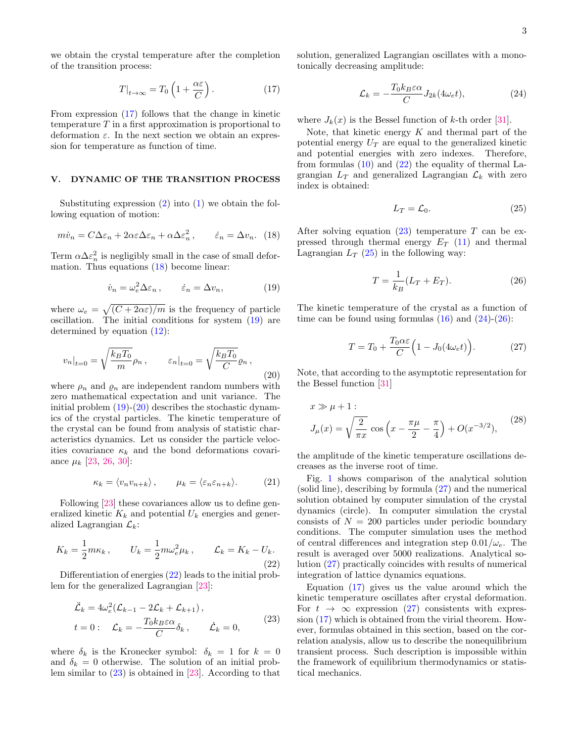we obtain the crystal temperature after the completion of the transition process:

$$
T|_{t\to\infty} = T_0 \left(1 + \frac{\alpha\varepsilon}{C}\right). \tag{17}
$$

From expression (17) follows that the change in kinetic temperature $T$ in a first approximation is proportional to deformation $\varepsilon$. In the next section we obtain an expression for temperature as function of time.

## V. DYNAMIC OF THE TRANSITION PROCESS

Substituting expression (2) into (1) we obtain the following equation of motion:

$$
m\dot{v}_n = C\Delta\varepsilon_n + 2\alpha\varepsilon\Delta\varepsilon_n + \alpha\Delta\varepsilon_n^2, \qquad \dot{\varepsilon}_n = \Delta v_n. \tag{18}
$$

Term $\alpha\Delta\varepsilon_n^2$ is negligibly small in the case of small deformation. Thus equations (18) become linear:

$$
\dot{v}_n = \omega_e^2 \Delta\varepsilon_n, \qquad \dot{\varepsilon}_n = \Delta v_n, \tag{19}
$$

where $\omega_e = \sqrt{(C + 2\alpha\varepsilon)/m}$ is the frequency of particle oscillation. The initial conditions for system (19) are determined by equation (12):

$$
v_n|_{t=0} = \sqrt{\frac{k_B T_0}{m}}\rho_n, \qquad \varepsilon_n|_{t=0} = \sqrt{\frac{k_B T_0}{C}}\varrho_n, \tag{20}
$$

where $\rho_n$ and $\varrho_n$ are independent random numbers with zero mathematical expectation and unit variance. The initial problem (19)-(20) describes the stochastic dynamics of the crystal particles. The kinetic temperature of the crystal can be found from analysis of statistic characteristics dynamics. Let us consider the particle velocities covariance $\kappa_k$ and the bond deformations covariance $\mu_k$ [23, 26, 30]:

$$
\kappa_k = \langle v_n v_{n+k}\rangle, \qquad \mu_k = \langle \varepsilon_n \varepsilon_{n+k}\rangle. \tag{21}
$$

Following [23] these covariances allow us to define generalized kinetic $K_k$ and potential $U_k$ energies and generalized Lagrangian $\mathcal{L}_k$:

$$
K_k = \frac{1}{2}m\kappa_k, \qquad U_k = \frac{1}{2}m\omega_e^2\mu_k, \qquad \mathcal{L}_k = K_k - U_k. \tag{22}
$$

Differentiation of energies (22) leads to the initial problem for the generalized Lagrangian [23]:

$$
\begin{aligned}
&\ddot{\mathcal{L}}_k = 4\omega_e^2(\mathcal{L}_{k-1} - 2\mathcal{L}_k + \mathcal{L}_{k+1}), \\
&t = 0: \quad \mathcal{L}_k = -\frac{T_0 k_B \varepsilon\alpha}{C}\delta_k, \qquad \dot{\mathcal{L}}_k = 0,
\end{aligned} \tag{23}
$$

where $\delta_k$ is the Kronecker symbol: $\delta_k = 1$ for $k = 0$ and $\delta_k = 0$ otherwise. The solution of an initial problem similar to (23) is obtained in [23]. According to that solution, generalized Lagrangian oscillates with a monotonically decreasing amplitude:

$$
\mathcal{L}_k = -\frac{T_0 k_B \varepsilon\alpha}{C} J_{2k}(4\omega_e t), \tag{24}
$$

where $J_k(x)$ is the Bessel function of $k$-th order [31].

Note, that kinetic energy $K$ and thermal part of the potential energy $U_T$ are equal to the generalized kinetic and potential energies with zero indexes. Therefore, from formulas (10) and (22) the equality of thermal Lagrangian $L_T$ and generalized Lagrangian $\mathcal{L}_k$ with zero index is obtained:

$$
L_T = \mathcal{L}_0. \tag{25}
$$

After solving equation (23) temperature $T$ can be expressed through thermal energy $E_T$ (11) and thermal Lagrangian $L_T$ (25) in the following way:

$$
T = \frac{1}{k_B}(L_T + E_T). \tag{26}
$$

The kinetic temperature of the crystal as a function of time can be found using formulas (16) and (24)-(26):

$$
T = T_0 + \frac{T_0\alpha\varepsilon}{C}\Big(1 - J_0(4\omega_e t)\Big). \tag{27}
$$

Note, that according to the asymptotic representation for the Bessel function [31]

$$
\begin{aligned}
&x \gg \mu + 1: \\
&J_\mu(x) = \sqrt{\frac{2}{\pi x}}\cos\left(x - \frac{\pi\mu}{2} - \frac{\pi}{4}\right) + O(x^{-3/2}),
\end{aligned} \tag{28}
$$

the amplitude of the kinetic temperature oscillations decreases as the inverse root of time.

Fig. 1 shows comparison of the analytical solution (solid line), describing by formula (27) and the numerical solution obtained by computer simulation of the crystal dynamics (circle). In computer simulation the crystal consists of $N = 200$ particles under periodic boundary conditions. The computer simulation uses the method of central differences and integration step $0.01/\omega_e$. The result is averaged over 5000 realizations. Analytical solution (27) practically coincides with results of numerical integration of lattice dynamics equations.

Equation (17) gives us the value around which the kinetic temperature oscillates after crystal deformation. For $t \to \infty$ expression (27) consistents with expression (17) which is obtained from the virial theorem. However, formulas obtained in this section, based on the correlation analysis, allow us to describe the nonequilibrium transient process. Such description is impossible within the framework of equilibrium thermodynamics or statistical mechanics.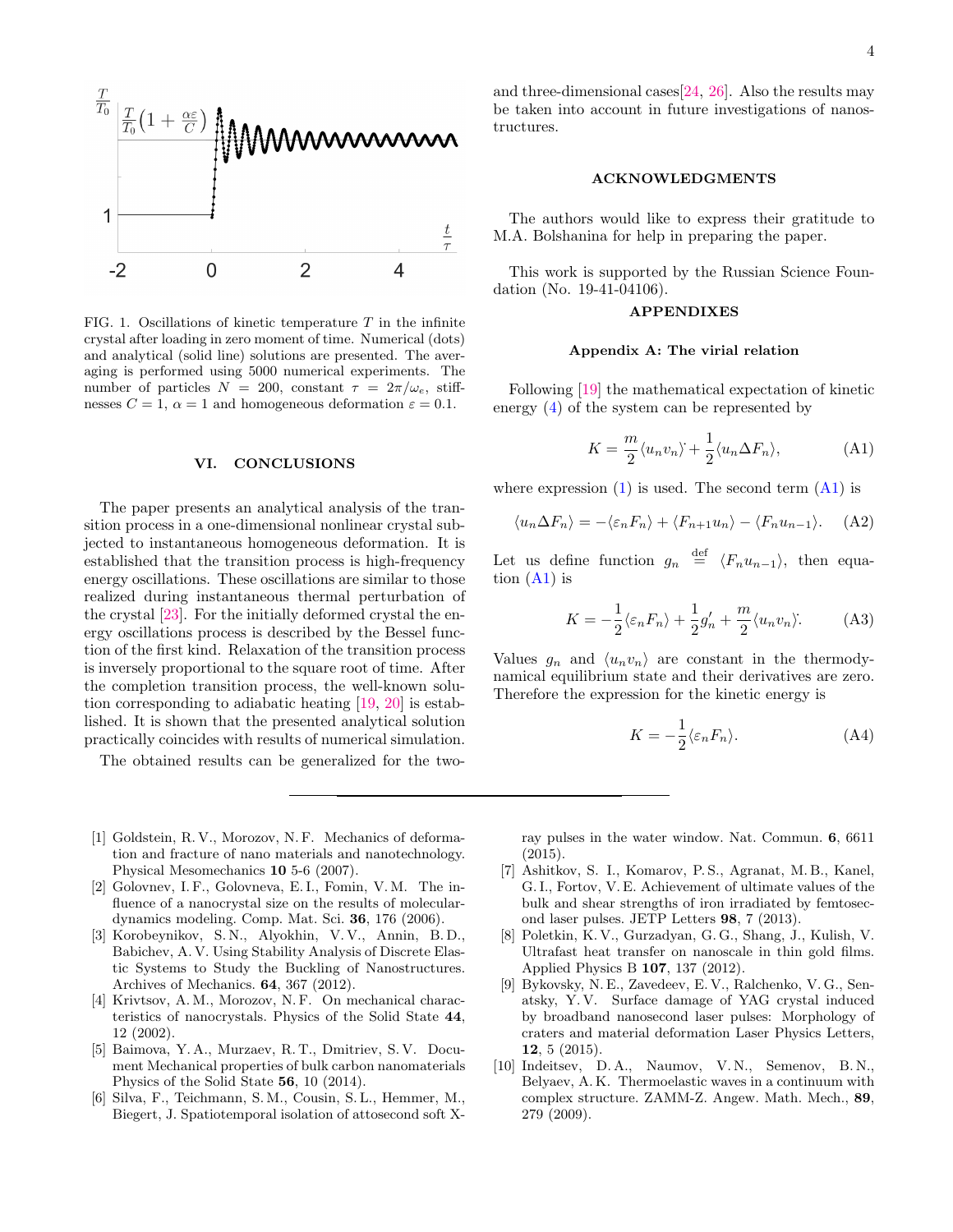FIG. 1. Oscillations of kinetic temperature $T$ in the infinite crystal after loading in zero moment of time. Numerical (dots) and analytical (solid line) solutions are presented. The averaging is performed using 5000 numerical experiments. The number of particles $N = 200$, constant $\tau = 2\pi/\omega_e$, stiffnesses $C = 1$, $\alpha = 1$ and homogeneous deformation $\varepsilon = 0.1$.

## VI. CONCLUSIONS

The paper presents an analytical analysis of the transition process in a one-dimensional nonlinear crystal subjected to instantaneous homogeneous deformation. It is established that the transition process is high-frequency energy oscillations. These oscillations are similar to those realized during instantaneous thermal perturbation of the crystal [23]. For the initially deformed crystal the energy oscillations process is described by the Bessel function of the first kind. Relaxation of the transition process is inversely proportional to the square root of time. After the completion transition process, the well-known solution corresponding to adiabatic heating [19, 20] is established. It is shown that the presented analytical solution practically coincides with results of numerical simulation.

The obtained results can be generalized for the two- and three-dimensional cases[24, 26]. Also the results may be taken into account in future investigations of nanostructures.

### ACKNOWLEDGMENTS

The authors would like to express their gratitude to M.A. Bolshanina for help in preparing the paper.

This work is supported by the Russian Science Foundation (No. 19-41-04106).

### APPENDIXES

#### Appendix A: The virial relation

Following [19] the mathematical expectation of kinetic energy (4) of the system can be represented by

$$K = \frac{m}{2}\langle u_n v_n\rangle^{\cdot} + \frac{1}{2}\langle u_n \Delta F_n\rangle, \tag{A1}$$

where expression (1) is used. The second term (A1) is

$$\langle u_n \Delta F_n\rangle = -\langle \varepsilon_n F_n\rangle + \langle F_{n+1} u_n\rangle - \langle F_n u_{n-1}\rangle. \tag{A2}$$

Let us define function $g_n \overset{\text{def}}{=} \langle F_n u_{n-1}\rangle$, then equation (A1) is

$$K = -\frac{1}{2}\langle \varepsilon_n F_n\rangle + \frac{1}{2} g_n' + \frac{m}{2}\langle u_n v_n\rangle^{\cdot}. \tag{A3}$$

Values $g_n$ and $\langle u_n v_n\rangle$ are constant in the thermodynamical equilibrium state and their derivatives are zero. Therefore the expression for the kinetic energy is

$$K = -\frac{1}{2}\langle \varepsilon_n F_n\rangle. \tag{A4}$$

---

[1] Goldstein, R. V., Morozov, N. F. Mechanics of deformation and fracture of nano materials and nanotechnology. Physical Mesomechanics **10** 5-6 (2007).

[2] Golovnev, I. F., Golovneva, E. I., Fomin, V. M. The influence of a nanocrystal size on the results of molecular-dynamics modeling. Comp. Mat. Sci. **36**, 176 (2006).

[3] Korobeynikov, S. N., Alyokhin, V. V., Annin, B. D., Babichev, A. V. Using Stability Analysis of Discrete Elastic Systems to Study the Buckling of Nanostructures. Archives of Mechanics. **64**, 367 (2012).

[4] Krivtsov, A. M., Morozov, N. F. On mechanical characteristics of nanocrystals. Physics of the Solid State **44**, 12 (2002).

[5] Baimova, Y. A., Murzaev, R. T., Dmitriev, S. V. Document Mechanical properties of bulk carbon nanomaterials Physics of the Solid State **56**, 10 (2014).

[6] Silva, F., Teichmann, S. M., Cousin, S. L., Hemmer, M., Biegert, J. Spatiotemporal isolation of attosecond soft X-ray pulses in the water window. Nat. Commun. **6**, 6611 (2015).

[7] Ashitkov, S. I., Komarov, P. S., Agranat, M. B., Kanel, G. I., Fortov, V. E. Achievement of ultimate values of the bulk and shear strengths of iron irradiated by femtosecond laser pulses. JETP Letters **98**, 7 (2013).

[8] Poletkin, K. V., Gurzadyan, G. G., Shang, J., Kulish, V. Ultrafast heat transfer on nanoscale in thin gold films. Applied Physics B **107**, 137 (2012).

[9] Bykovsky, N. E., Zavedeev, E. V., Ralchenko, V. G., Senatsky, Y. V. Surface damage of YAG crystal induced by broadband nanosecond laser pulses: Morphology of craters and material deformation Laser Physics Letters, **12**, 5 (2015).

[10] Indeitsev, D. A., Naumov, V. N., Semenov, B. N., Belyaev, A. K. Thermoelastic waves in a continuum with complex structure. ZAMM-Z. Angew. Math. Mech., **89**, 279 (2009).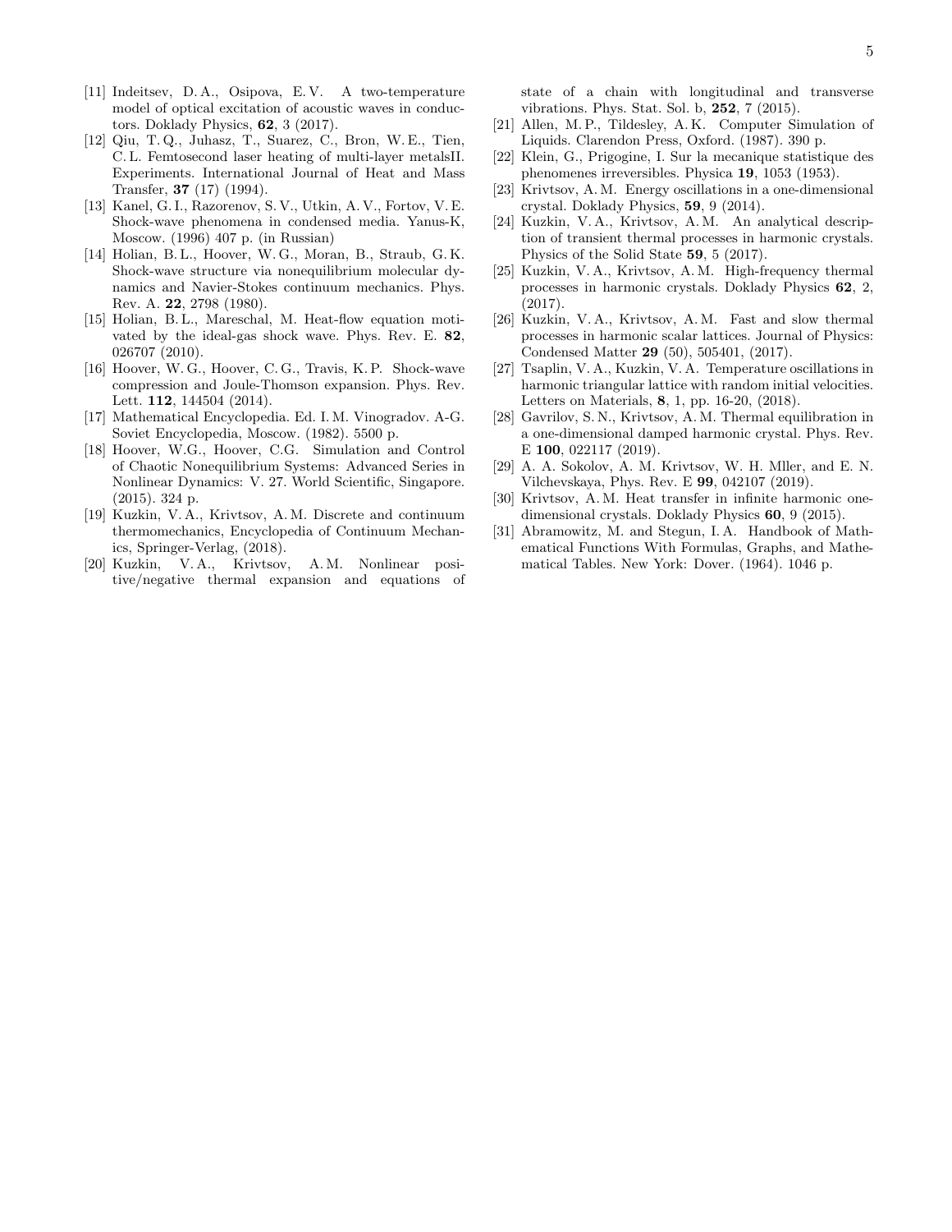[11] Indeitsev, D. A., Osipova, E. V. A two-temperature model of optical excitation of acoustic waves in conductors. Doklady Physics, **62**, 3 (2017).

[12] Qiu, T. Q., Juhasz, T., Suarez, C., Bron, W. E., Tien, C. L. Femtosecond laser heating of multi-layer metalsII. Experiments. International Journal of Heat and Mass Transfer, **37** (17) (1994).

[13] Kanel, G. I., Razorenov, S. V., Utkin, A. V., Fortov, V. E. Shock-wave phenomena in condensed media. Yanus-K, Moscow. (1996) 407 p. (in Russian)

[14] Holian, B. L., Hoover, W. G., Moran, B., Straub, G. K. Shock-wave structure via nonequilibrium molecular dynamics and Navier-Stokes continuum mechanics. Phys. Rev. A. **22**, 2798 (1980).

[15] Holian, B. L., Mareschal, M. Heat-flow equation motivated by the ideal-gas shock wave. Phys. Rev. E. **82**, 026707 (2010).

[16] Hoover, W. G., Hoover, C. G., Travis, K. P. Shock-wave compression and Joule-Thomson expansion. Phys. Rev. Lett. **112**, 144504 (2014).

[17] Mathematical Encyclopedia. Ed. I. M. Vinogradov. A-G. Soviet Encyclopedia, Moscow. (1982). 5500 p.

[18] Hoover, W.G., Hoover, C.G. Simulation and Control of Chaotic Nonequilibrium Systems: Advanced Series in Nonlinear Dynamics: V. 27. World Scientific, Singapore. (2015). 324 p.

[19] Kuzkin, V. A., Krivtsov, A. M. Discrete and continuum thermomechanics, Encyclopedia of Continuum Mechanics, Springer-Verlag, (2018).

[20] Kuzkin, V. A., Krivtsov, A. M. Nonlinear positive/negative thermal expansion and equations of state of a chain with longitudinal and transverse vibrations. Phys. Stat. Sol. b, **252**, 7 (2015).

[21] Allen, M. P., Tildesley, A. K. Computer Simulation of Liquids. Clarendon Press, Oxford. (1987). 390 p.

[22] Klein, G., Prigogine, I. Sur la mecanique statistique des phenomenes irreversibles. Physica **19**, 1053 (1953).

[23] Krivtsov, A. M. Energy oscillations in a one-dimensional crystal. Doklady Physics, **59**, 9 (2014).

[24] Kuzkin, V. A., Krivtsov, A. M. An analytical description of transient thermal processes in harmonic crystals. Physics of the Solid State **59**, 5 (2017).

[25] Kuzkin, V. A., Krivtsov, A. M. High-frequency thermal processes in harmonic crystals. Doklady Physics **62**, 2, (2017).

[26] Kuzkin, V. A., Krivtsov, A. M. Fast and slow thermal processes in harmonic scalar lattices. Journal of Physics: Condensed Matter **29** (50), 505401, (2017).

[27] Tsaplin, V. A., Kuzkin, V. A. Temperature oscillations in harmonic triangular lattice with random initial velocities. Letters on Materials, **8**, 1, pp. 16-20, (2018).

[28] Gavrilov, S. N., Krivtsov, A. M. Thermal equilibration in a one-dimensional damped harmonic crystal. Phys. Rev. E **100**, 022117 (2019).

[29] A. A. Sokolov, A. M. Krivtsov, W. H. Mller, and E. N. Vilchevskaya, Phys. Rev. E **99**, 042107 (2019).

[30] Krivtsov, A. M. Heat transfer in infinite harmonic one-dimensional crystals. Doklady Physics **60**, 9 (2015).

[31] Abramowitz, M. and Stegun, I. A. Handbook of Mathematical Functions With Formulas, Graphs, and Mathematical Tables. New York: Dover. (1964). 1046 p.